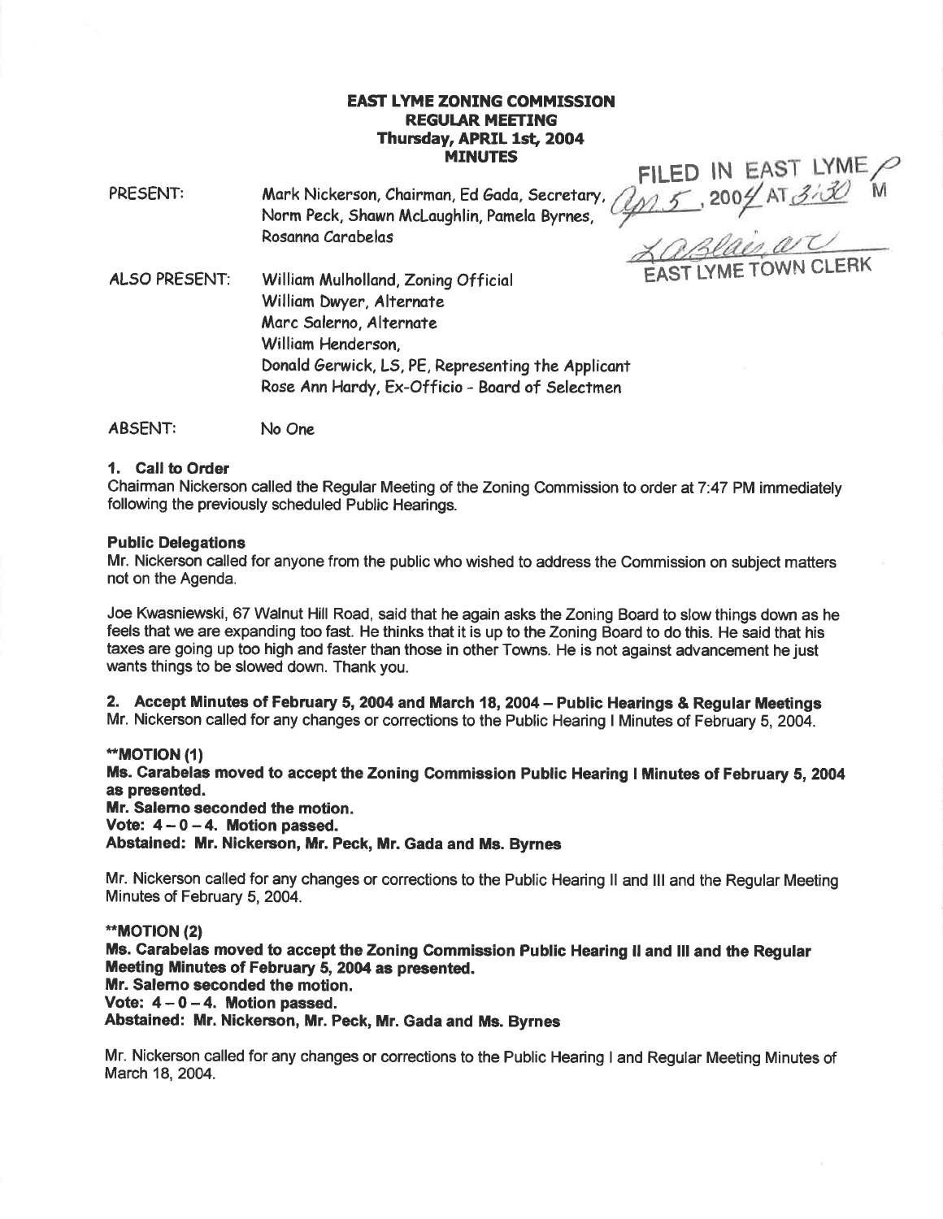# EAST LYME ZONING COMMISSION
## REGULAR MEETING
### Thursday, APRIL 1st, 2004
### MINUTES

FILED IN EAST LYME Apr 5, 2004 AT 3:30 PM
EAST LYME TOWN CLERK

PRESENT: Mark Nickerson, Chairman, Ed Gada, Secretary, Norm Peck, Shawn McLaughlin, Pamela Byrnes, Rosanna Carabelas

ALSO PRESENT: William Mulholland, Zoning Official
William Dwyer, Alternate
Marc Salerno, Alternate
William Henderson,
Donald Gerwick, LS, PE, Representing the Applicant
Rose Ann Hardy, Ex-Officio - Board of Selectmen

ABSENT: No One

**1. Call to Order**

Chairman Nickerson called the Regular Meeting of the Zoning Commission to order at 7:47 PM immediately following the previously scheduled Public Hearings.

**Public Delegations**

Mr. Nickerson called for anyone from the public who wished to address the Commission on subject matters not on the Agenda.

Joe Kwasniewski, 67 Walnut Hill Road, said that he again asks the Zoning Board to slow things down as he feels that we are expanding too fast. He thinks that it is up to the Zoning Board to do this. He said that his taxes are going up too high and faster than those in other Towns. He is not against advancement he just wants things to be slowed down. Thank you.

**2. Accept Minutes of February 5, 2004 and March 18, 2004 – Public Hearings & Regular Meetings**

Mr. Nickerson called for any changes or corrections to the Public Hearing I Minutes of February 5, 2004.

**\*\*MOTION (1)**
**Ms. Carabelas moved to accept the Zoning Commission Public Hearing I Minutes of February 5, 2004 as presented.**
**Mr. Salerno seconded the motion.**
**Vote: 4 – 0 – 4. Motion passed.**
**Abstained: Mr. Nickerson, Mr. Peck, Mr. Gada and Ms. Byrnes**

Mr. Nickerson called for any changes or corrections to the Public Hearing II and III and the Regular Meeting Minutes of February 5, 2004.

**\*\*MOTION (2)**
**Ms. Carabelas moved to accept the Zoning Commission Public Hearing II and III and the Regular Meeting Minutes of February 5, 2004 as presented.**
**Mr. Salerno seconded the motion.**
**Vote: 4 – 0 – 4. Motion passed.**
**Abstained: Mr. Nickerson, Mr. Peck, Mr. Gada and Ms. Byrnes**

Mr. Nickerson called for any changes or corrections to the Public Hearing I and Regular Meeting Minutes of March 18, 2004.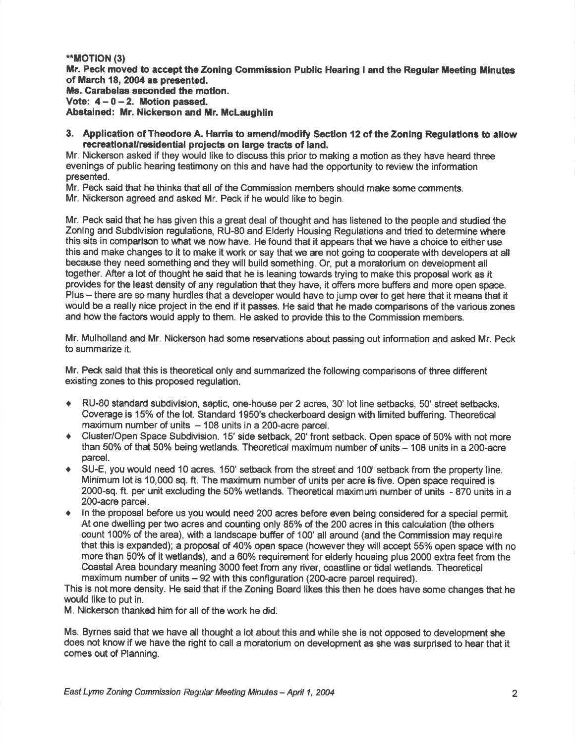**MOTION (3)**
**Mr. Peck moved to accept the Zoning Commission Public Hearing I and the Regular Meeting Minutes of March 18, 2004 as presented.**
**Ms. Carabelas seconded the motion.**
**Vote: 4 – 0 – 2. Motion passed.**
**Abstained: Mr. Nickerson and Mr. McLaughlin**

**3. Application of Theodore A. Harris to amend/modify Section 12 of the Zoning Regulations to allow recreational/residential projects on large tracts of land.**

Mr. Nickerson asked if they would like to discuss this prior to making a motion as they have heard three evenings of public hearing testimony on this and have had the opportunity to review the information presented.

Mr. Peck said that he thinks that all of the Commission members should make some comments.

Mr. Nickerson agreed and asked Mr. Peck if he would like to begin.

Mr. Peck said that he has given this a great deal of thought and has listened to the people and studied the Zoning and Subdivision regulations, RU-80 and Elderly Housing Regulations and tried to determine where this sits in comparison to what we now have. He found that it appears that we have a choice to either use this and make changes to it to make it work or say that we are not going to cooperate with developers at all because they need something and they will build something. Or, put a moratorium on development all together. After a lot of thought he said that he is leaning towards trying to make this proposal work as it provides for the least density of any regulation that they have, it offers more buffers and more open space. Plus – there are so many hurdles that a developer would have to jump over to get here that it means that it would be a really nice project in the end if it passes. He said that he made comparisons of the various zones and how the factors would apply to them. He asked to provide this to the Commission members.

Mr. Mulholland and Mr. Nickerson had some reservations about passing out information and asked Mr. Peck to summarize it.

Mr. Peck said that this is theoretical only and summarized the following comparisons of three different existing zones to this proposed regulation.

- RU-80 standard subdivision, septic, one-house per 2 acres, 30' lot line setbacks, 50' street setbacks. Coverage is 15% of the lot. Standard 1950's checkerboard design with limited buffering. Theoretical maximum number of units – 108 units in a 200-acre parcel.
- Cluster/Open Space Subdivision. 15' side setback, 20' front setback. Open space of 50% with not more than 50% of that 50% being wetlands. Theoretical maximum number of units – 108 units in a 200-acre parcel.
- SU-E, you would need 10 acres. 150' setback from the street and 100' setback from the property line. Minimum lot is 10,000 sq. ft. The maximum number of units per acre is five. Open space required is 2000-sq. ft. per unit excluding the 50% wetlands. Theoretical maximum number of units - 870 units in a 200-acre parcel.
- In the proposal before us you would need 200 acres before even being considered for a special permit. At one dwelling per two acres and counting only 85% of the 200 acres in this calculation (the others count 100% of the area), with a landscape buffer of 100' all around (and the Commission may require that this is expanded); a proposal of 40% open space (however they will accept 55% open space with no more than 50% of it wetlands), and a 60% requirement for elderly housing plus 2000 extra feet from the Coastal Area boundary meaning 3000 feet from any river, coastline or tidal wetlands. Theoretical maximum number of units – 92 with this configuration (200-acre parcel required).

This is not more density. He said that if the Zoning Board likes this then he does have some changes that he would like to put in.

M. Nickerson thanked him for all of the work he did.

Ms. Byrnes said that we have all thought a lot about this and while she is not opposed to development she does not know if we have the right to call a moratorium on development as she was surprised to hear that it comes out of Planning.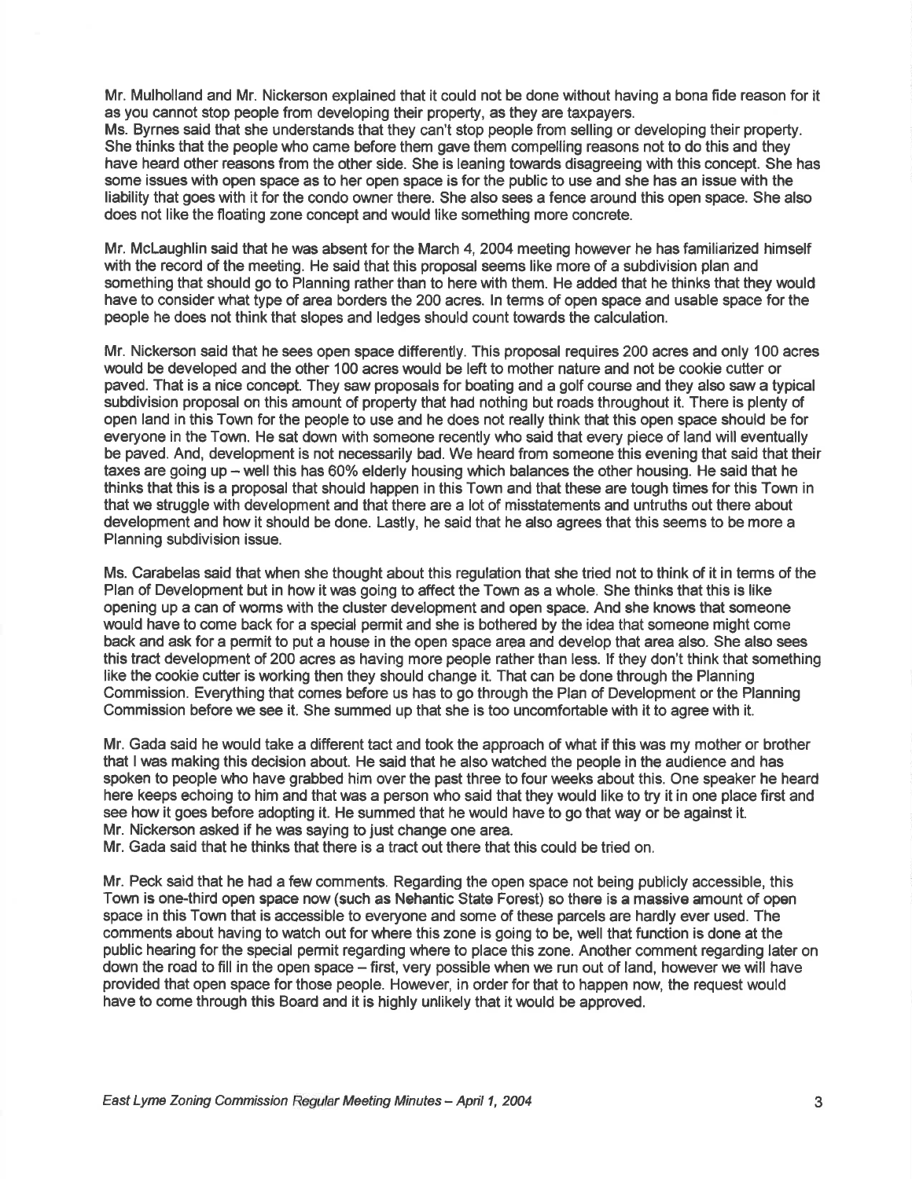Mr. Mulholland and Mr. Nickerson explained that it could not be done without having a bona fide reason for it as you cannot stop people from developing their property, as they are taxpayers.
Ms. Byrnes said that she understands that they can't stop people from selling or developing their property. She thinks that the people who came before them gave them compelling reasons not to do this and they have heard other reasons from the other side. She is leaning towards disagreeing with this concept. She has some issues with open space as to her open space is for the public to use and she has an issue with the liability that goes with it for the condo owner there. She also sees a fence around this open space. She also does not like the floating zone concept and would like something more concrete.

Mr. McLaughlin said that he was absent for the March 4, 2004 meeting however he has familiarized himself with the record of the meeting. He said that this proposal seems like more of a subdivision plan and something that should go to Planning rather than to here with them. He added that he thinks that they would have to consider what type of area borders the 200 acres. In terms of open space and usable space for the people he does not think that slopes and ledges should count towards the calculation.

Mr. Nickerson said that he sees open space differently. This proposal requires 200 acres and only 100 acres would be developed and the other 100 acres would be left to mother nature and not be cookie cutter or paved. That is a nice concept. They saw proposals for boating and a golf course and they also saw a typical subdivision proposal on this amount of property that had nothing but roads throughout it. There is plenty of open land in this Town for the people to use and he does not really think that this open space should be for everyone in the Town. He sat down with someone recently who said that every piece of land will eventually be paved. And, development is not necessarily bad. We heard from someone this evening that said that their taxes are going up – well this has 60% elderly housing which balances the other housing. He said that he thinks that this is a proposal that should happen in this Town and that these are tough times for this Town in that we struggle with development and that there are a lot of misstatements and untruths out there about development and how it should be done. Lastly, he said that he also agrees that this seems to be more a Planning subdivision issue.

Ms. Carabelas said that when she thought about this regulation that she tried not to think of it in terms of the Plan of Development but in how it was going to affect the Town as a whole. She thinks that this is like opening up a can of worms with the cluster development and open space. And she knows that someone would have to come back for a special permit and she is bothered by the idea that someone might come back and ask for a permit to put a house in the open space area and develop that area also. She also sees this tract development of 200 acres as having more people rather than less. If they don't think that something like the cookie cutter is working then they should change it. That can be done through the Planning Commission. Everything that comes before us has to go through the Plan of Development or the Planning Commission before we see it. She summed up that she is too uncomfortable with it to agree with it.

Mr. Gada said he would take a different tact and took the approach of what if this was my mother or brother that I was making this decision about. He said that he also watched the people in the audience and has spoken to people who have grabbed him over the past three to four weeks about this. One speaker he heard here keeps echoing to him and that was a person who said that they would like to try it in one place first and see how it goes before adopting it. He summed that he would have to go that way or be against it.
Mr. Nickerson asked if he was saying to just change one area.
Mr. Gada said that he thinks that there is a tract out there that this could be tried on.

Mr. Peck said that he had a few comments. Regarding the open space not being publicly accessible, this Town is one-third open space now (such as Nehantic State Forest) so there is a massive amount of open space in this Town that is accessible to everyone and some of these parcels are hardly ever used. The comments about having to watch out for where this zone is going to be, well that function is done at the public hearing for the special permit regarding where to place this zone. Another comment regarding later on down the road to fill in the open space – first, very possible when we run out of land, however we will have provided that open space for those people. However, in order for that to happen now, the request would have to come through this Board and it is highly unlikely that it would be approved.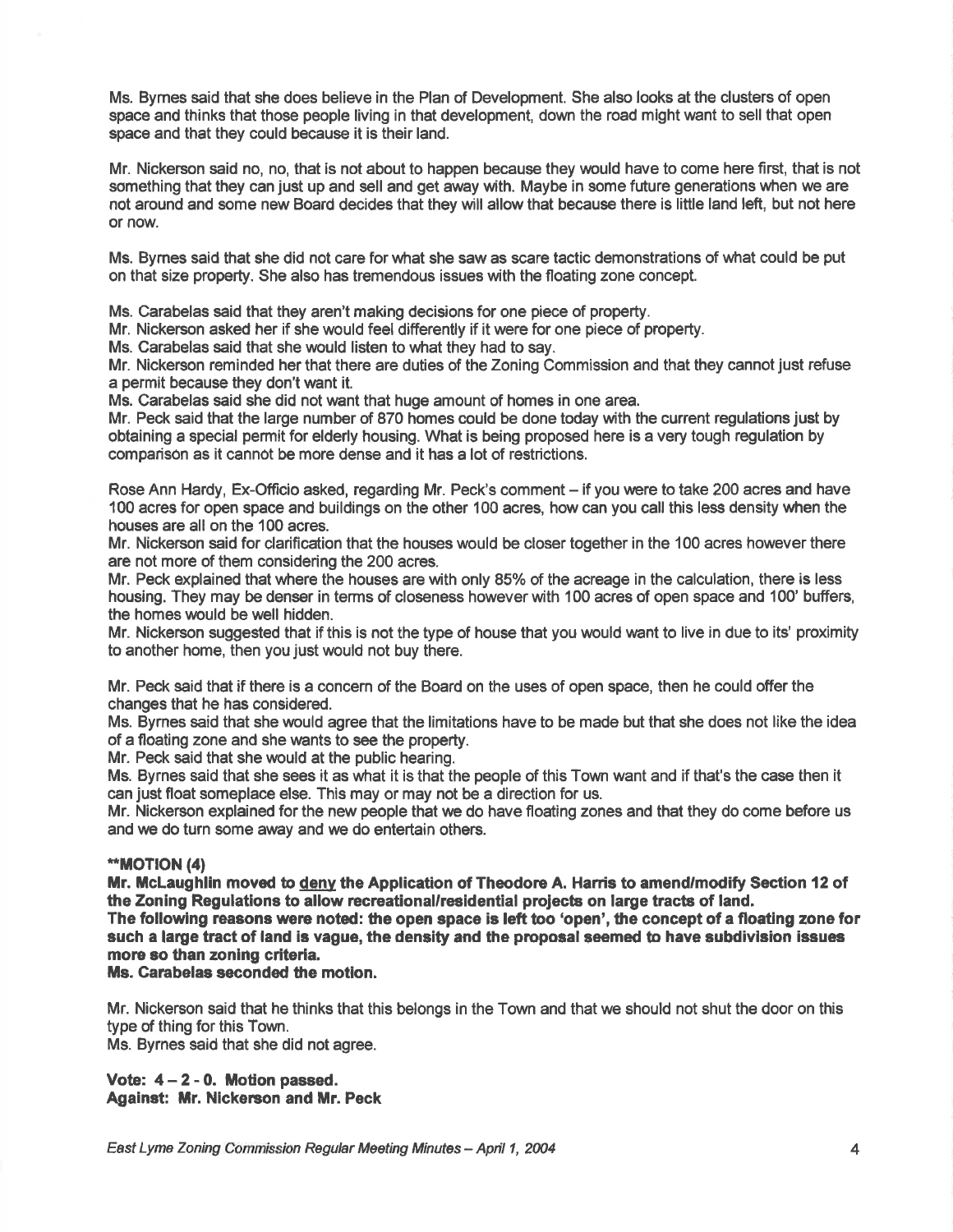Ms. Byrnes said that she does believe in the Plan of Development. She also looks at the clusters of open space and thinks that those people living in that development, down the road might want to sell that open space and that they could because it is their land.

Mr. Nickerson said no, no, that is not about to happen because they would have to come here first, that is not something that they can just up and sell and get away with. Maybe in some future generations when we are not around and some new Board decides that they will allow that because there is little land left, but not here or now.

Ms. Byrnes said that she did not care for what she saw as scare tactic demonstrations of what could be put on that size property. She also has tremendous issues with the floating zone concept.

Ms. Carabelas said that they aren't making decisions for one piece of property.
Mr. Nickerson asked her if she would feel differently if it were for one piece of property.
Ms. Carabelas said that she would listen to what they had to say.
Mr. Nickerson reminded her that there are duties of the Zoning Commission and that they cannot just refuse a permit because they don't want it.
Ms. Carabelas said she did not want that huge amount of homes in one area.
Mr. Peck said that the large number of 870 homes could be done today with the current regulations just by obtaining a special permit for elderly housing. What is being proposed here is a very tough regulation by comparison as it cannot be more dense and it has a lot of restrictions.

Rose Ann Hardy, Ex-Officio asked, regarding Mr. Peck's comment – if you were to take 200 acres and have 100 acres for open space and buildings on the other 100 acres, how can you call this less density when the houses are all on the 100 acres.
Mr. Nickerson said for clarification that the houses would be closer together in the 100 acres however there are not more of them considering the 200 acres.
Mr. Peck explained that where the houses are with only 85% of the acreage in the calculation, there is less housing. They may be denser in terms of closeness however with 100 acres of open space and 100' buffers, the homes would be well hidden.
Mr. Nickerson suggested that if this is not the type of house that you would want to live in due to its' proximity to another home, then you just would not buy there.

Mr. Peck said that if there is a concern of the Board on the uses of open space, then he could offer the changes that he has considered.
Ms. Byrnes said that she would agree that the limitations have to be made but that she does not like the idea of a floating zone and she wants to see the property.
Mr. Peck said that she would at the public hearing.
Ms. Byrnes said that she sees it as what it is that the people of this Town want and if that's the case then it can just float someplace else. This may or may not be a direction for us.
Mr. Nickerson explained for the new people that we do have floating zones and that they do come before us and we do turn some away and we do entertain others.

**\*\*MOTION (4)**
**Mr. McLaughlin moved to <u>deny</u> the Application of Theodore A. Harris to amend/modify Section 12 of the Zoning Regulations to allow recreational/residential projects on large tracts of land.**
**The following reasons were noted: the open space is left too 'open', the concept of a floating zone for such a large tract of land is vague, the density and the proposal seemed to have subdivision issues more so than zoning criteria.**
**Ms. Carabelas seconded the motion.**

Mr. Nickerson said that he thinks that this belongs in the Town and that we should not shut the door on this type of thing for this Town.
Ms. Byrnes said that she did not agree.

**Vote: 4 – 2 - 0. Motion passed.**
**Against: Mr. Nickerson and Mr. Peck**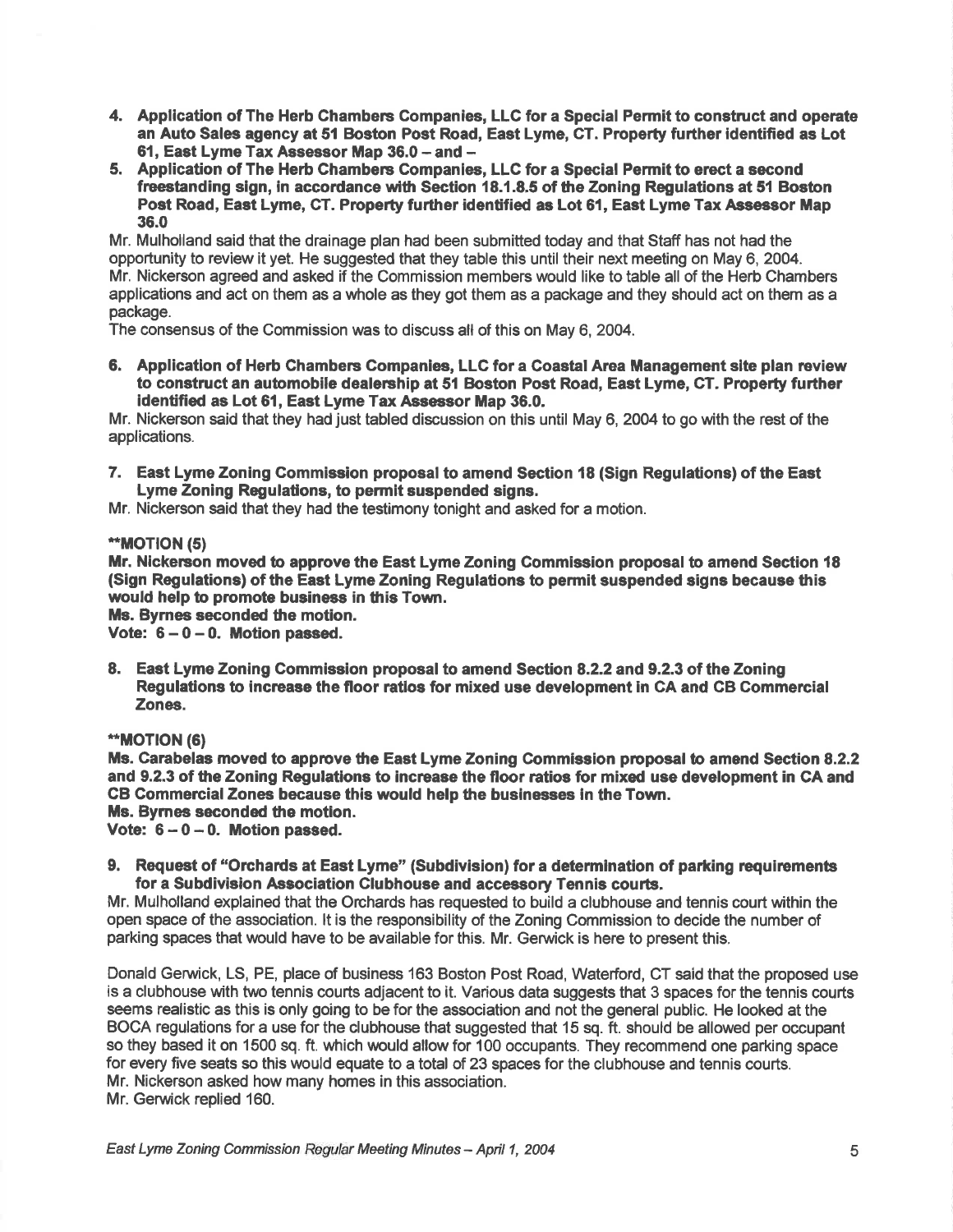4. **Application of The Herb Chambers Companies, LLC for a Special Permit to construct and operate an Auto Sales agency at 51 Boston Post Road, East Lyme, CT. Property further identified as Lot 61, East Lyme Tax Assessor Map 36.0 – and –**
5. **Application of The Herb Chambers Companies, LLC for a Special Permit to erect a second freestanding sign, in accordance with Section 18.1.8.5 of the Zoning Regulations at 51 Boston Post Road, East Lyme, CT. Property further identified as Lot 61, East Lyme Tax Assessor Map 36.0**

Mr. Mulholland said that the drainage plan had been submitted today and that Staff has not had the opportunity to review it yet. He suggested that they table this until their next meeting on May 6, 2004.
Mr. Nickerson agreed and asked if the Commission members would like to table all of the Herb Chambers applications and act on them as a whole as they got them as a package and they should act on them as a package.
The consensus of the Commission was to discuss all of this on May 6, 2004.

6. **Application of Herb Chambers Companies, LLC for a Coastal Area Management site plan review to construct an automobile dealership at 51 Boston Post Road, East Lyme, CT. Property further identified as Lot 61, East Lyme Tax Assessor Map 36.0.**

Mr. Nickerson said that they had just tabled discussion on this until May 6, 2004 to go with the rest of the applications.

7. **East Lyme Zoning Commission proposal to amend Section 18 (Sign Regulations) of the East Lyme Zoning Regulations, to permit suspended signs.**

Mr. Nickerson said that they had the testimony tonight and asked for a motion.

****MOTION (5)**
**Mr. Nickerson moved to approve the East Lyme Zoning Commission proposal to amend Section 18 (Sign Regulations) of the East Lyme Zoning Regulations to permit suspended signs because this would help to promote business in this Town.**
**Ms. Byrnes seconded the motion.**
**Vote: 6 – 0 – 0. Motion passed.**

8. **East Lyme Zoning Commission proposal to amend Section 8.2.2 and 9.2.3 of the Zoning Regulations to increase the floor ratios for mixed use development in CA and CB Commercial Zones.**

****MOTION (6)**
**Ms. Carabelas moved to approve the East Lyme Zoning Commission proposal to amend Section 8.2.2 and 9.2.3 of the Zoning Regulations to increase the floor ratios for mixed use development in CA and CB Commercial Zones because this would help the businesses in the Town.**
**Ms. Byrnes seconded the motion.**
**Vote: 6 – 0 – 0. Motion passed.**

9. **Request of "Orchards at East Lyme" (Subdivision) for a determination of parking requirements for a Subdivision Association Clubhouse and accessory Tennis courts.**

Mr. Mulholland explained that the Orchards has requested to build a clubhouse and tennis court within the open space of the association. It is the responsibility of the Zoning Commission to decide the number of parking spaces that would have to be available for this. Mr. Gerwick is here to present this.

Donald Gerwick, LS, PE, place of business 163 Boston Post Road, Waterford, CT said that the proposed use is a clubhouse with two tennis courts adjacent to it. Various data suggests that 3 spaces for the tennis courts seems realistic as this is only going to be for the association and not the general public. He looked at the BOCA regulations for a use for the clubhouse that suggested that 15 sq. ft. should be allowed per occupant so they based it on 1500 sq. ft. which would allow for 100 occupants. They recommend one parking space for every five seats so this would equate to a total of 23 spaces for the clubhouse and tennis courts.
Mr. Nickerson asked how many homes in this association.
Mr. Gerwick replied 160.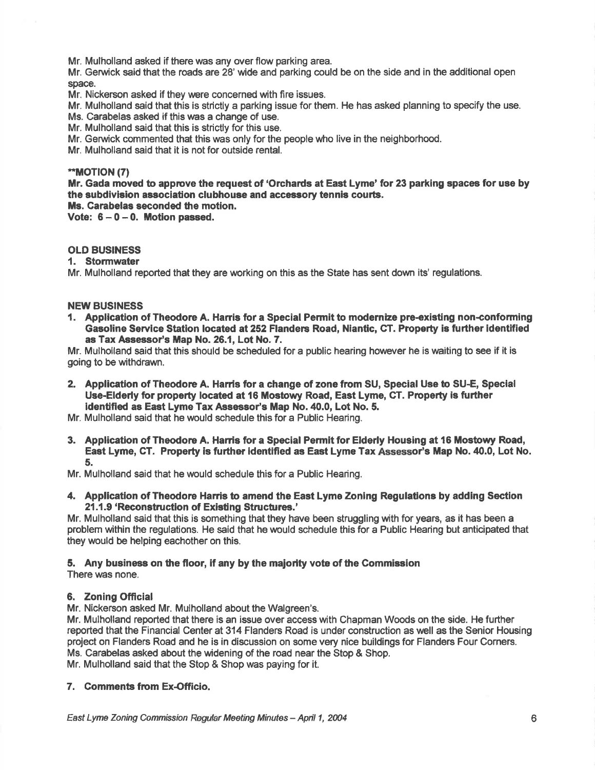Mr. Mulholland asked if there was any over flow parking area.

Mr. Gerwick said that the roads are 28' wide and parking could be on the side and in the additional open space.

Mr. Nickerson asked if they were concerned with fire issues.

Mr. Mulholland said that this is strictly a parking issue for them. He has asked planning to specify the use.

Ms. Carabelas asked if this was a change of use.

Mr. Mulholland said that this is strictly for this use.

Mr. Gerwick commented that this was only for the people who live in the neighborhood.

Mr. Mulholland said that it is not for outside rental.

**MOTION (7)

**Mr. Gada moved to approve the request of 'Orchards at East Lyme' for 23 parking spaces for use by the subdivision association clubhouse and accessory tennis courts.**

**Ms. Carabelas seconded the motion.**

**Vote: 6 – 0 – 0. Motion passed.**

**OLD BUSINESS**

**1. Stormwater**

Mr. Mulholland reported that they are working on this as the State has sent down its' regulations.

**NEW BUSINESS**

**1. Application of Theodore A. Harris for a Special Permit to modernize pre-existing non-conforming Gasoline Service Station located at 252 Flanders Road, Niantic, CT. Property is further identified as Tax Assessor's Map No. 26.1, Lot No. 7.**

Mr. Mulholland said that this should be scheduled for a public hearing however he is waiting to see if it is going to be withdrawn.

**2. Application of Theodore A. Harris for a change of zone from SU, Special Use to SU-E, Special Use-Elderly for property located at 16 Mostowy Road, East Lyme, CT. Property is further identified as East Lyme Tax Assessor's Map No. 40.0, Lot No. 5.**

Mr. Mulholland said that he would schedule this for a Public Hearing.

**3. Application of Theodore A. Harris for a Special Permit for Elderly Housing at 16 Mostowy Road, East Lyme, CT. Property is further identified as East Lyme Tax Assessor's Map No. 40.0, Lot No. 5.**

Mr. Mulholland said that he would schedule this for a Public Hearing.

**4. Application of Theodore Harris to amend the East Lyme Zoning Regulations by adding Section 21.1.9 'Reconstruction of Existing Structures.'**

Mr. Mulholland said that this is something that they have been struggling with for years, as it has been a problem within the regulations. He said that he would schedule this for a Public Hearing but anticipated that they would be helping eachother on this.

**5. Any business on the floor, if any by the majority vote of the Commission**

There was none.

**6. Zoning Official**

Mr. Nickerson asked Mr. Mulholland about the Walgreen's.

Mr. Mulholland reported that there is an issue over access with Chapman Woods on the side. He further reported that the Financial Center at 314 Flanders Road is under construction as well as the Senior Housing project on Flanders Road and he is in discussion on some very nice buildings for Flanders Four Corners.

Ms. Carabelas asked about the widening of the road near the Stop & Shop.

Mr. Mulholland said that the Stop & Shop was paying for it.

**7. Comments from Ex-Officio.**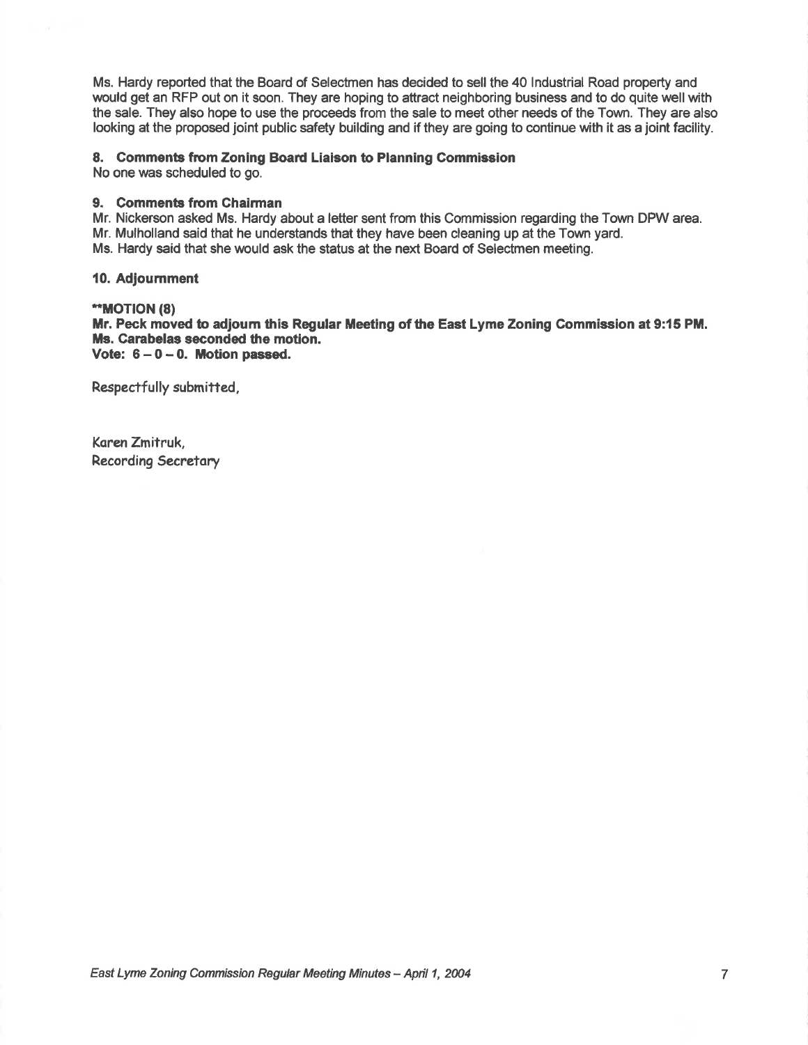Ms. Hardy reported that the Board of Selectmen has decided to sell the 40 Industrial Road property and would get an RFP out on it soon. They are hoping to attract neighboring business and to do quite well with the sale. They also hope to use the proceeds from the sale to meet other needs of the Town. They are also looking at the proposed joint public safety building and if they are going to continue with it as a joint facility.

**8. Comments from Zoning Board Liaison to Planning Commission**

No one was scheduled to go.

**9. Comments from Chairman**

Mr. Nickerson asked Ms. Hardy about a letter sent from this Commission regarding the Town DPW area.
Mr. Mulholland said that he understands that they have been cleaning up at the Town yard.
Ms. Hardy said that she would ask the status at the next Board of Selectmen meeting.

**10. Adjournment**

****MOTION (8)**
**Mr. Peck moved to adjourn this Regular Meeting of the East Lyme Zoning Commission at 9:15 PM.**
**Ms. Carabelas seconded the motion.**
**Vote: 6 – 0 – 0. Motion passed.**

Respectfully submitted,

Karen Zmitruk,
Recording Secretary